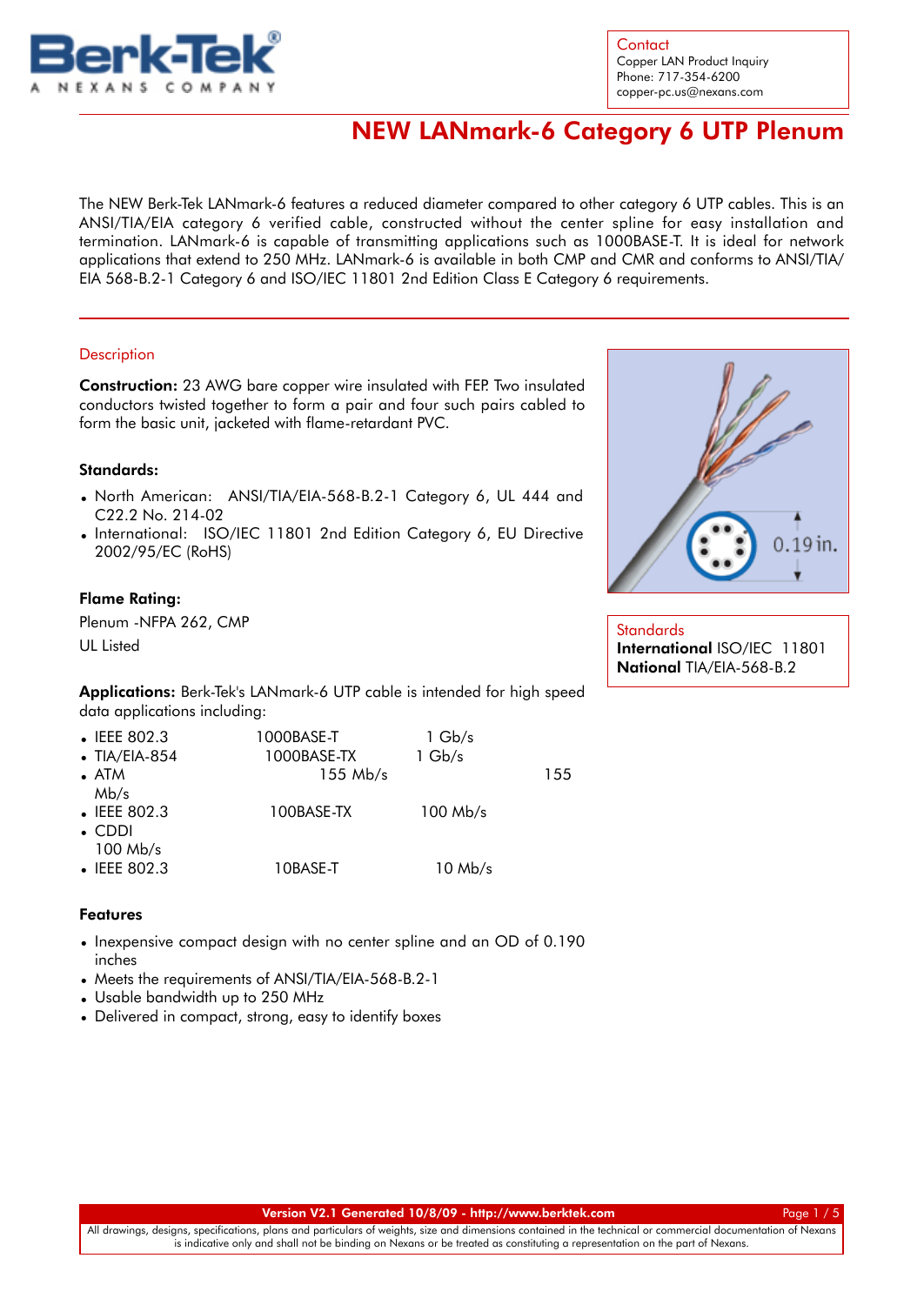Contact
Copper LAN Product Inquiry
Phone: 717-354-6200
copper-pc.us@nexans.com

# NEW LANmark-6 Category 6 UTP Plenum

The NEW Berk-Tek LANmark-6 features a reduced diameter compared to other category 6 UTP cables. This is an ANSI/TIA/EIA category 6 verified cable, constructed without the center spline for easy installation and termination. LANmark-6 is capable of transmitting applications such as 1000BASE-T. It is ideal for network applications that extend to 250 MHz. LANmark-6 is available in both CMP and CMR and conforms to ANSI/TIA/EIA 568-B.2-1 Category 6 and ISO/IEC 11801 2nd Edition Class E Category 6 requirements.

## Description

**Construction:** 23 AWG bare copper wire insulated with FEP. Two insulated conductors twisted together to form a pair and four such pairs cabled to form the basic unit, jacketed with flame-retardant PVC.

### Standards:

- North American: ANSI/TIA/EIA-568-B.2-1 Category 6, UL 444 and C22.2 No. 214-02
- International: ISO/IEC 11801 2nd Edition Category 6, EU Directive 2002/95/EC (RoHS)

### Flame Rating:

Plenum -NFPA 262, CMP

UL Listed

**Applications:** Berk-Tek's LANmark-6 UTP cable is intended for high speed data applications including:

- IEEE 802.3 1000BASE-T 1 Gb/s
- TIA/EIA-854 1000BASE-TX 1 Gb/s
- ATM 155 Mb/s 155 Mb/s
- IEEE 802.3 100BASE-TX 100 Mb/s
- CDDI 100 Mb/s
- IEEE 802.3 10BASE-T 10 Mb/s

### Features

- Inexpensive compact design with no center spline and an OD of 0.190 inches
- Meets the requirements of ANSI/TIA/EIA-568-B.2-1
- Usable bandwidth up to 250 MHz
- Delivered in compact, strong, easy to identify boxes

0.19 in.

Standards
**International** ISO/IEC 11801
**National** TIA/EIA-568-B.2

Version V2.1 Generated 10/8/09 - http://www.berktek.com

All drawings, designs, specifications, plans and particulars of weights, size and dimensions contained in the technical or commercial documentation of Nexans is indicative only and shall not be binding on Nexans or be treated as constituting a representation on the part of Nexans.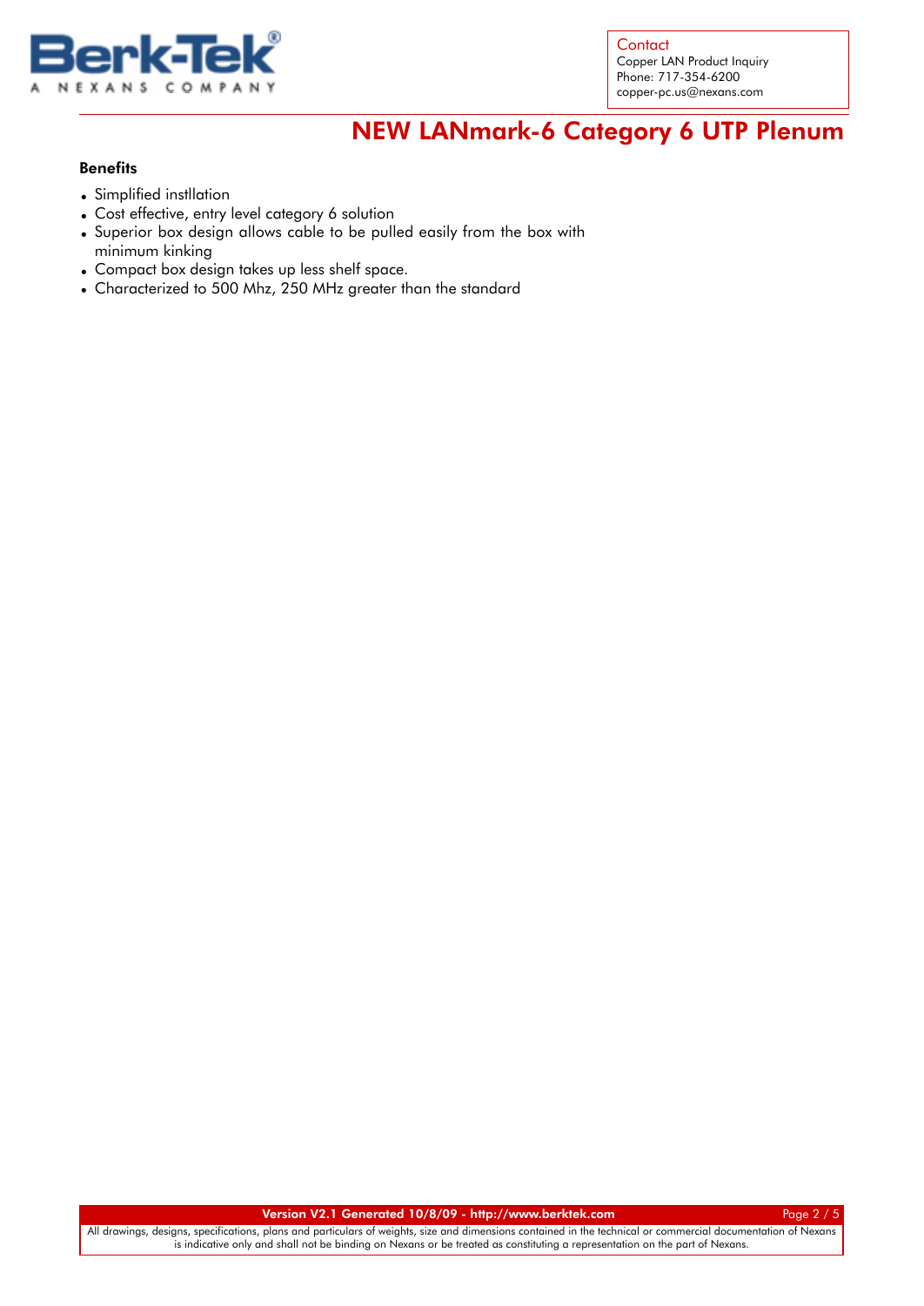# NEW LANmark-6 Category 6 UTP Plenum

### Benefits

- Simplified instllation
- Cost effective, entry level category 6 solution
- Superior box design allows cable to be pulled easily from the box with minimum kinking
- Compact box design takes up less shelf space.
- Characterized to 500 Mhz, 250 MHz greater than the standard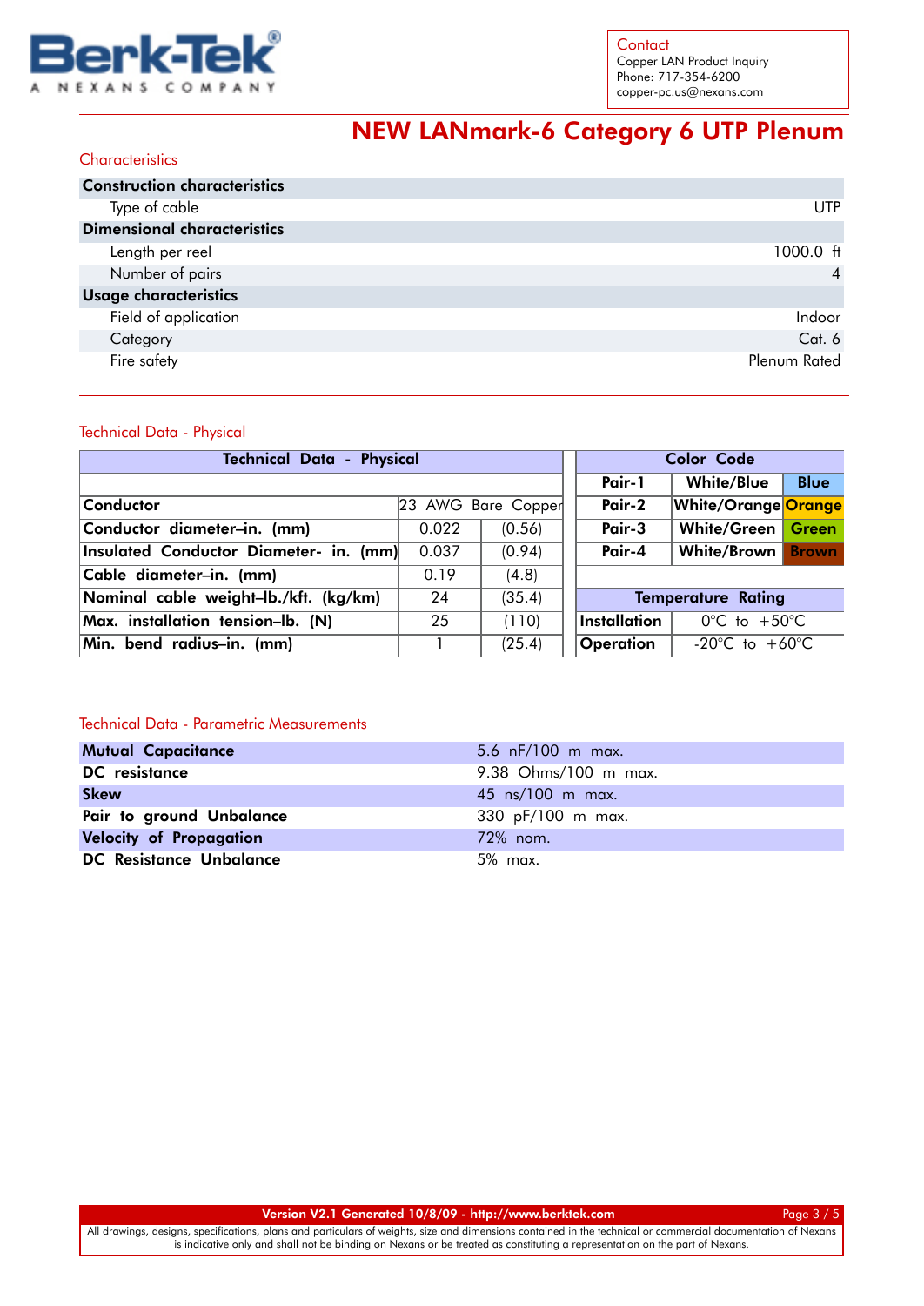Berk-Tek
A NEXANS COMPANY

Contact
Copper LAN Product Inquiry
Phone: 717-354-6200
copper-pc.us@nexans.com

# NEW LANmark-6 Category 6 UTP Plenum

## Characteristics

| | |
|---|---|
| **Construction characteristics** | |
| Type of cable | UTP |
| **Dimensional characteristics** | |
| Length per reel | 1000.0 ft |
| Number of pairs | 4 |
| **Usage characteristics** | |
| Field of application | Indoor |
| Category | Cat. 6 |
| Fire safety | Plenum Rated |

## Technical Data - Physical

| Technical Data - Physical | | |
|---|---|---|
| **Conductor** | 23 AWG Bare Copper | |
| **Conductor diameter–in. (mm)** | 0.022 | (0.56) |
| **Insulated Conductor Diameter- in. (mm)** | 0.037 | (0.94) |
| **Cable diameter–in. (mm)** | 0.19 | (4.8) |
| **Nominal cable weight–lb./kft. (kg/km)** | 24 | (35.4) |
| **Max. installation tension–lb. (N)** | 25 | (110) |
| **Min. bend radius–in. (mm)** | 1 | (25.4) |

| Color Code | | |
|---|---|---|
| **Pair-1** | **White/Blue** | **Blue** |
| **Pair-2** | **White/Orange** | **Orange** |
| **Pair-3** | **White/Green** | **Green** |
| **Pair-4** | **White/Brown** | **Brown** |

| Temperature Rating | |
|---|---|
| **Installation** | 0°C to +50°C |
| **Operation** | -20°C to +60°C |

## Technical Data - Parametric Measurements

| | |
|---|---|
| **Mutual Capacitance** | 5.6 nF/100 m max. |
| **DC resistance** | 9.38 Ohms/100 m max. |
| **Skew** | 45 ns/100 m max. |
| **Pair to ground Unbalance** | 330 pF/100 m max. |
| **Velocity of Propagation** | 72% nom. |
| **DC Resistance Unbalance** | 5% max. |

Version V2.1 Generated 10/8/09 - http://www.berktek.com

All drawings, designs, specifications, plans and particulars of weights, size and dimensions contained in the technical or commercial documentation of Nexans is indicative only and shall not be binding on Nexans or be treated as constituting a representation on the part of Nexans.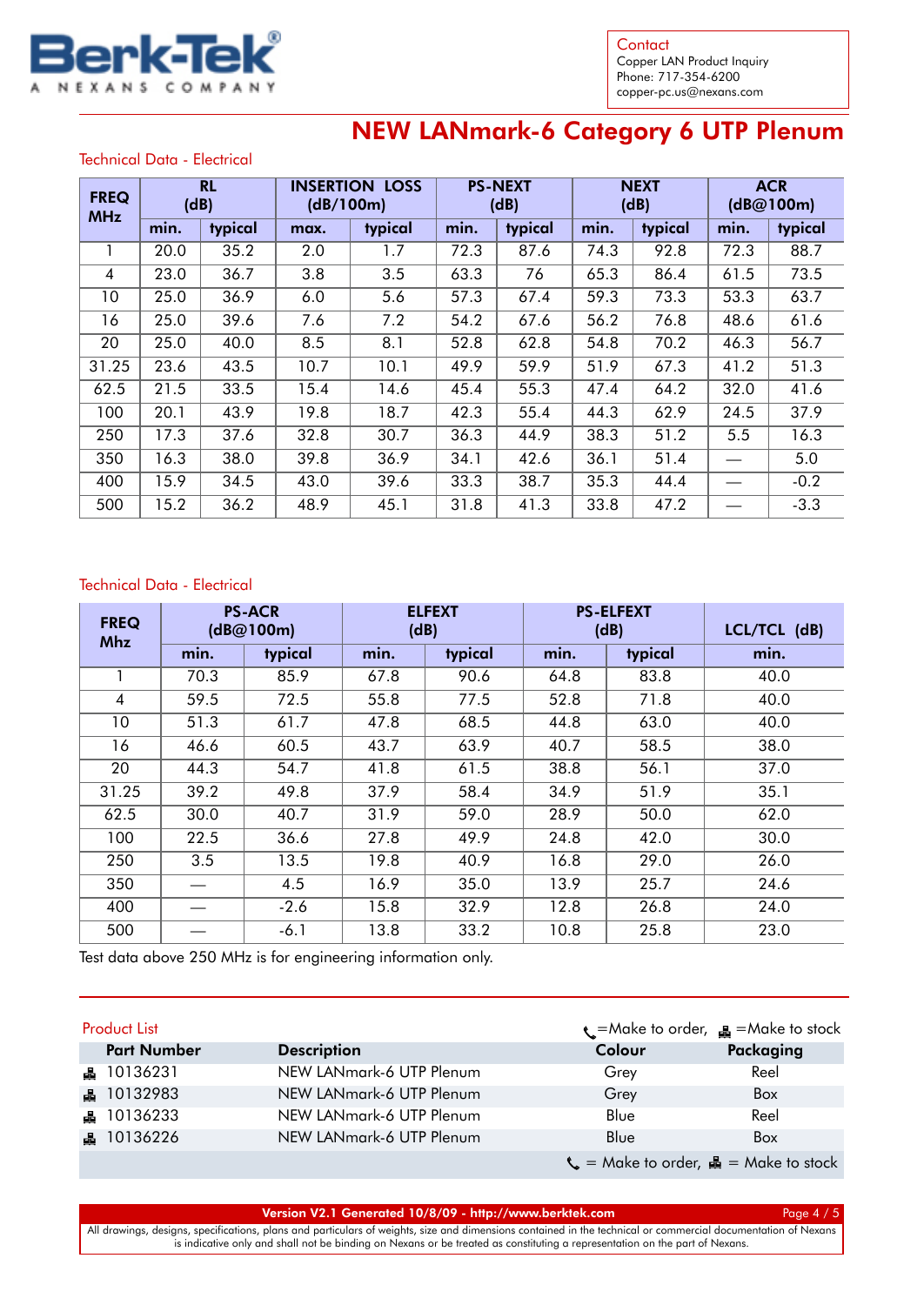Contact
Copper LAN Product Inquiry
Phone: 717-354-6200
copper-pc.us@nexans.com

# NEW LANmark-6 Category 6 UTP Plenum

## Technical Data - Electrical

| FREQ MHz | RL (dB) | | INSERTION LOSS (dB/100m) | | PS-NEXT (dB) | | NEXT (dB) | | ACR (dB@100m) | |
|---|---|---|---|---|---|---|---|---|---|---|
| | min. | typical | max. | typical | min. | typical | min. | typical | min. | typical |
| 1 | 20.0 | 35.2 | 2.0 | 1.7 | 72.3 | 87.6 | 74.3 | 92.8 | 72.3 | 88.7 |
| 4 | 23.0 | 36.7 | 3.8 | 3.5 | 63.3 | 76 | 65.3 | 86.4 | 61.5 | 73.5 |
| 10 | 25.0 | 36.9 | 6.0 | 5.6 | 57.3 | 67.4 | 59.3 | 73.3 | 53.3 | 63.7 |
| 16 | 25.0 | 39.6 | 7.6 | 7.2 | 54.2 | 67.6 | 56.2 | 76.8 | 48.6 | 61.6 |
| 20 | 25.0 | 40.0 | 8.5 | 8.1 | 52.8 | 62.8 | 54.8 | 70.2 | 46.3 | 56.7 |
| 31.25 | 23.6 | 43.5 | 10.7 | 10.1 | 49.9 | 59.9 | 51.9 | 67.3 | 41.2 | 51.3 |
| 62.5 | 21.5 | 33.5 | 15.4 | 14.6 | 45.4 | 55.3 | 47.4 | 64.2 | 32.0 | 41.6 |
| 100 | 20.1 | 43.9 | 19.8 | 18.7 | 42.3 | 55.4 | 44.3 | 62.9 | 24.5 | 37.9 |
| 250 | 17.3 | 37.6 | 32.8 | 30.7 | 36.3 | 44.9 | 38.3 | 51.2 | 5.5 | 16.3 |
| 350 | 16.3 | 38.0 | 39.8 | 36.9 | 34.1 | 42.6 | 36.1 | 51.4 | — | 5.0 |
| 400 | 15.9 | 34.5 | 43.0 | 39.6 | 33.3 | 38.7 | 35.3 | 44.4 | — | -0.2 |
| 500 | 15.2 | 36.2 | 48.9 | 45.1 | 31.8 | 41.3 | 33.8 | 47.2 | — | -3.3 |

## Technical Data - Electrical

| FREQ Mhz | PS-ACR (dB@100m) | | ELFEXT (dB) | | PS-ELFEXT (dB) | | LCL/TCL (dB) |
|---|---|---|---|---|---|---|---|
| | min. | typical | min. | typical | min. | typical | min. |
| 1 | 70.3 | 85.9 | 67.8 | 90.6 | 64.8 | 83.8 | 40.0 |
| 4 | 59.5 | 72.5 | 55.8 | 77.5 | 52.8 | 71.8 | 40.0 |
| 10 | 51.3 | 61.7 | 47.8 | 68.5 | 44.8 | 63.0 | 40.0 |
| 16 | 46.6 | 60.5 | 43.7 | 63.9 | 40.7 | 58.5 | 38.0 |
| 20 | 44.3 | 54.7 | 41.8 | 61.5 | 38.8 | 56.1 | 37.0 |
| 31.25 | 39.2 | 49.8 | 37.9 | 58.4 | 34.9 | 51.9 | 35.1 |
| 62.5 | 30.0 | 40.7 | 31.9 | 59.0 | 28.9 | 50.0 | 62.0 |
| 100 | 22.5 | 36.6 | 27.8 | 49.9 | 24.8 | 42.0 | 30.0 |
| 250 | 3.5 | 13.5 | 19.8 | 40.9 | 16.8 | 29.0 | 26.0 |
| 350 | — | 4.5 | 16.9 | 35.0 | 13.9 | 25.7 | 24.6 |
| 400 | — | -2.6 | 15.8 | 32.9 | 12.8 | 26.8 | 24.0 |
| 500 | — | -6.1 | 13.8 | 33.2 | 10.8 | 25.8 | 23.0 |

Test data above 250 MHz is for engineering information only.

## Product List

☎ = Make to order, 🖧 = Make to stock

| Part Number | Description | Colour | Packaging |
|---|---|---|---|
| 🖧 10136231 | NEW LANmark-6 UTP Plenum | Grey | Reel |
| 🖧 10132983 | NEW LANmark-6 UTP Plenum | Grey | Box |
| 🖧 10136233 | NEW LANmark-6 UTP Plenum | Blue | Reel |
| 🖧 10136226 | NEW LANmark-6 UTP Plenum | Blue | Box |

☎ = Make to order, 🖧 = Make to stock

Version V2.1 Generated 10/8/09 - http://www.berktek.com

All drawings, designs, specifications, plans and particulars of weights, size and dimensions contained in the technical or commercial documentation of Nexans is indicative only and shall not be binding on Nexans or be treated as constituting a representation on the part of Nexans.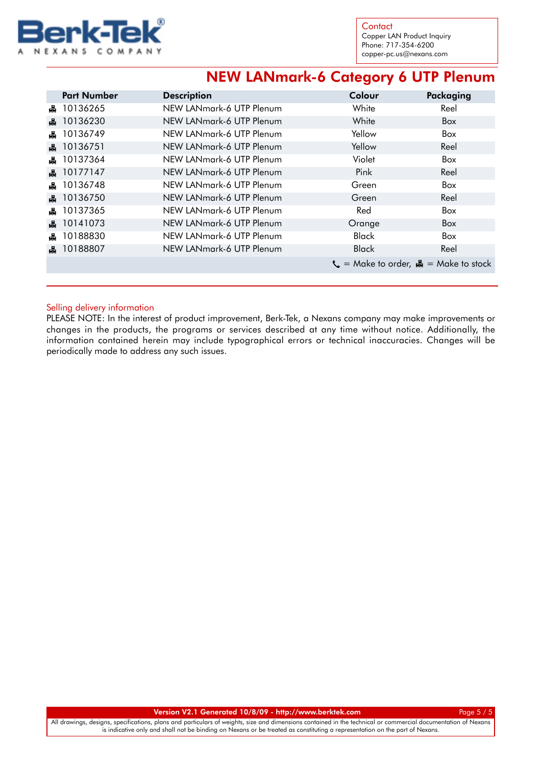Berk-Tek
A NEXANS COMPANY

Contact
Copper LAN Product Inquiry
Phone: 717-354-6200
copper-pc.us@nexans.com

## NEW LANmark-6 Category 6 UTP Plenum

| Part Number | Description | Colour | Packaging |
|---|---|---|---|
| 10136265 | NEW LANmark-6 UTP Plenum | White | Reel |
| 10136230 | NEW LANmark-6 UTP Plenum | White | Box |
| 10136749 | NEW LANmark-6 UTP Plenum | Yellow | Box |
| 10136751 | NEW LANmark-6 UTP Plenum | Yellow | Reel |
| 10137364 | NEW LANmark-6 UTP Plenum | Violet | Box |
| 10177147 | NEW LANmark-6 UTP Plenum | Pink | Reel |
| 10136748 | NEW LANmark-6 UTP Plenum | Green | Box |
| 10136750 | NEW LANmark-6 UTP Plenum | Green | Reel |
| 10137365 | NEW LANmark-6 UTP Plenum | Red | Box |
| 10141073 | NEW LANmark-6 UTP Plenum | Orange | Box |
| 10188830 | NEW LANmark-6 UTP Plenum | Black | Box |
| 10188807 | NEW LANmark-6 UTP Plenum | Black | Reel |

= Make to order, = Make to stock

Selling delivery information

PLEASE NOTE: In the interest of product improvement, Berk-Tek, a Nexans company may make improvements or changes in the products, the programs or services described at any time without notice. Additionally, the information contained herein may include typographical errors or technical inaccuracies. Changes will be periodically made to address any such issues.

**Version V2.1 Generated 10/8/09 - http://www.berktek.com**

All drawings, designs, specifications, plans and particulars of weights, size and dimensions contained in the technical or commercial documentation of Nexans is indicative only and shall not be binding on Nexans or be treated as constituting a representation on the part of Nexans.